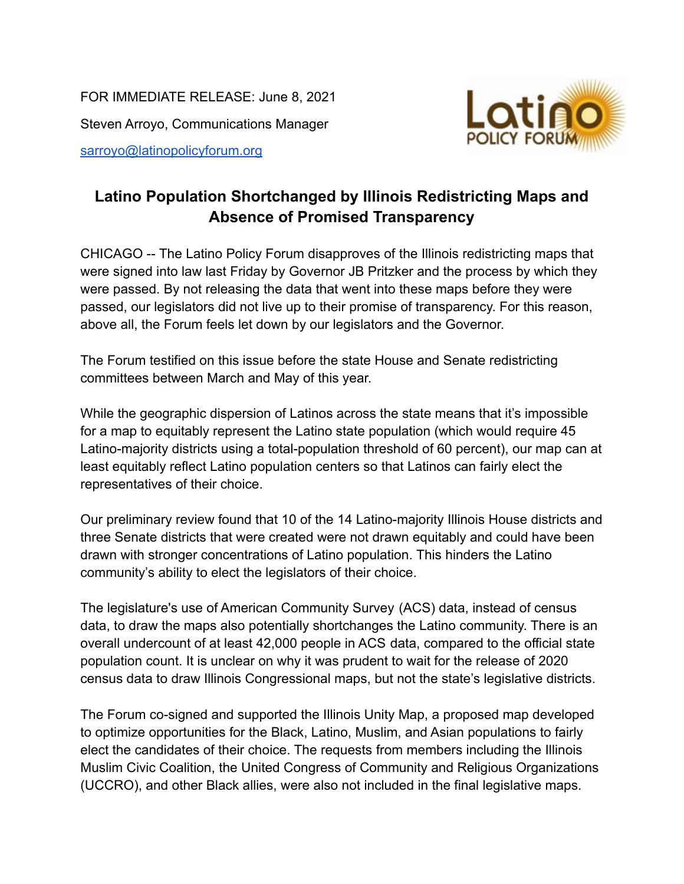FOR IMMEDIATE RELEASE: June 8, 2021

Steven Arroyo, Communications Manager

[sarroyo@latinopolicyforum.org](mailto:sarroyo@latinopolicyforum.org)

# Latino Population Shortchanged by Illinois Redistricting Maps and Absence of Promised Transparency

CHICAGO -- The Latino Policy Forum disapproves of the Illinois redistricting maps that were signed into law last Friday by Governor JB Pritzker and the process by which they were passed. By not releasing the data that went into these maps before they were passed, our legislators did not live up to their promise of transparency. For this reason, above all, the Forum feels let down by our legislators and the Governor.

The Forum testified on this issue before the state House and Senate redistricting committees between March and May of this year.

While the geographic dispersion of Latinos across the state means that it's impossible for a map to equitably represent the Latino state population (which would require 45 Latino-majority districts using a total-population threshold of 60 percent), our map can at least equitably reflect Latino population centers so that Latinos can fairly elect the representatives of their choice.

Our preliminary review found that 10 of the 14 Latino-majority Illinois House districts and three Senate districts that were created were not drawn equitably and could have been drawn with stronger concentrations of Latino population. This hinders the Latino community's ability to elect the legislators of their choice.

The legislature's use of American Community Survey (ACS) data, instead of census data, to draw the maps also potentially shortchanges the Latino community. There is an overall undercount of at least 42,000 people in ACS data, compared to the official state population count. It is unclear on why it was prudent to wait for the release of 2020 census data to draw Illinois Congressional maps, but not the state's legislative districts.

The Forum co-signed and supported the Illinois Unity Map, a proposed map developed to optimize opportunities for the Black, Latino, Muslim, and Asian populations to fairly elect the candidates of their choice. The requests from members including the Illinois Muslim Civic Coalition, the United Congress of Community and Religious Organizations (UCCRO), and other Black allies, were also not included in the final legislative maps.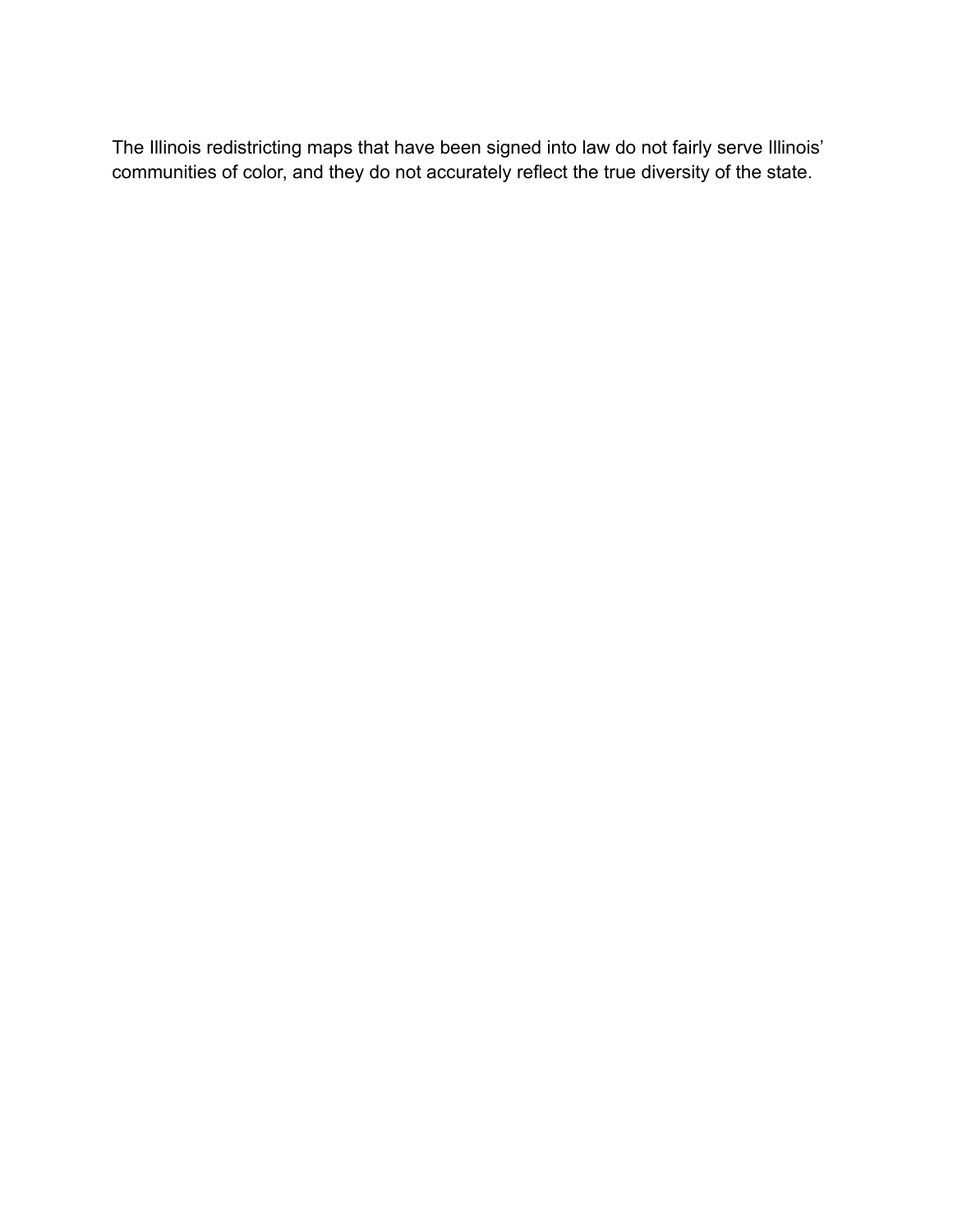The Illinois redistricting maps that have been signed into law do not fairly serve Illinois' communities of color, and they do not accurately reflect the true diversity of the state.